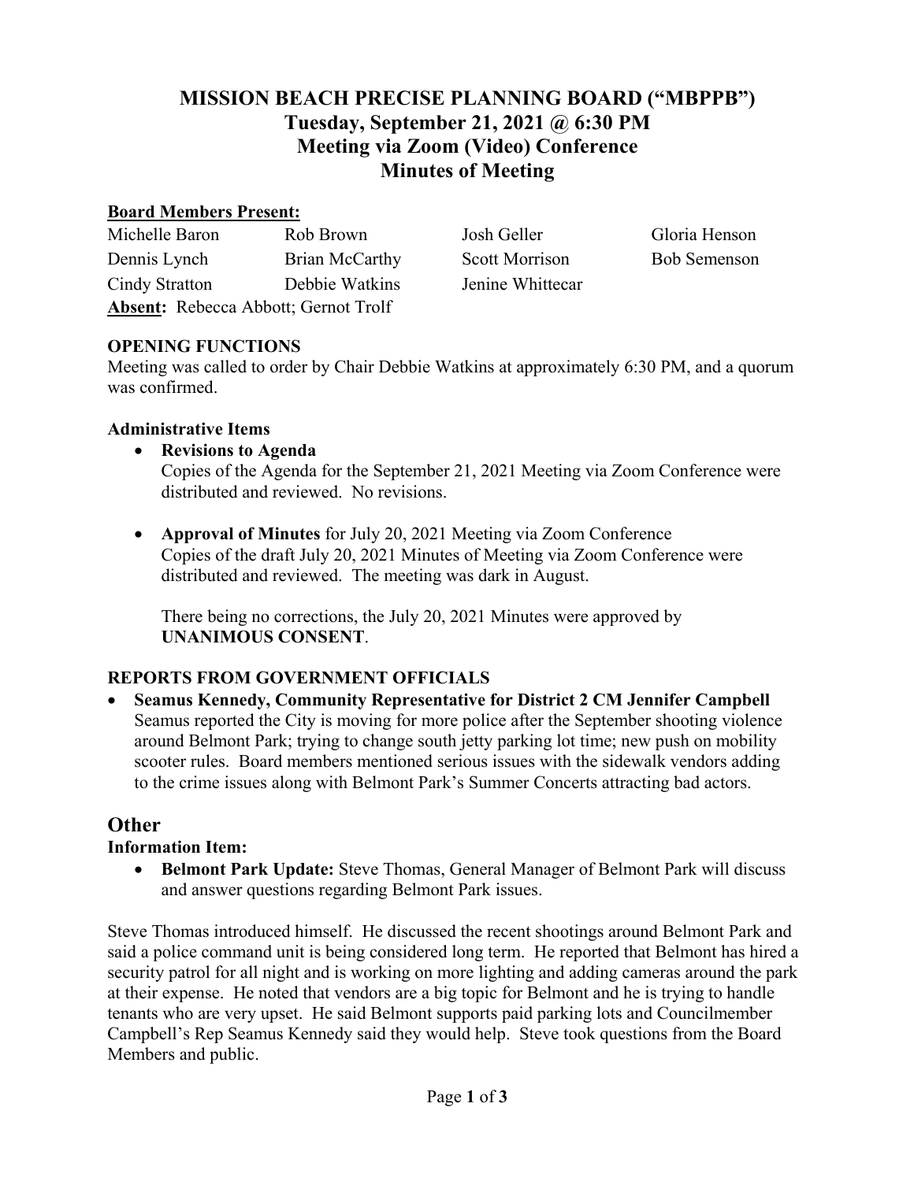# MISSION BEACH PRECISE PLANNING BOARD ("MBPPB")
## Tuesday, September 21, 2021 @ 6:30 PM
## Meeting via Zoom (Video) Conference
## Minutes of Meeting

**Board Members Present:**

| | | | |
|---|---|---|---|
| Michelle Baron | Rob Brown | Josh Geller | Gloria Henson |
| Dennis Lynch | Brian McCarthy | Scott Morrison | Bob Semenson |
| Cindy Stratton | Debbie Watkins | Jenine Whittecar | |

**Absent:** Rebecca Abbott; Gernot Trolf

**OPENING FUNCTIONS**

Meeting was called to order by Chair Debbie Watkins at approximately 6:30 PM, and a quorum was confirmed.

**Administrative Items**

- **Revisions to Agenda**
  Copies of the Agenda for the September 21, 2021 Meeting via Zoom Conference were distributed and reviewed. No revisions.

- **Approval of Minutes** for July 20, 2021 Meeting via Zoom Conference
  Copies of the draft July 20, 2021 Minutes of Meeting via Zoom Conference were distributed and reviewed. The meeting was dark in August.

  There being no corrections, the July 20, 2021 Minutes were approved by **UNANIMOUS CONSENT**.

**REPORTS FROM GOVERNMENT OFFICIALS**

- **Seamus Kennedy, Community Representative for District 2 CM Jennifer Campbell**
  Seamus reported the City is moving for more police after the September shooting violence around Belmont Park; trying to change south jetty parking lot time; new push on mobility scooter rules. Board members mentioned serious issues with the sidewalk vendors adding to the crime issues along with Belmont Park's Summer Concerts attracting bad actors.

## Other

**Information Item:**

- **Belmont Park Update:** Steve Thomas, General Manager of Belmont Park will discuss and answer questions regarding Belmont Park issues.

Steve Thomas introduced himself. He discussed the recent shootings around Belmont Park and said a police command unit is being considered long term. He reported that Belmont has hired a security patrol for all night and is working on more lighting and adding cameras around the park at their expense. He noted that vendors are a big topic for Belmont and he is trying to handle tenants who are very upset. He said Belmont supports paid parking lots and Councilmember Campbell's Rep Seamus Kennedy said they would help. Steve took questions from the Board Members and public.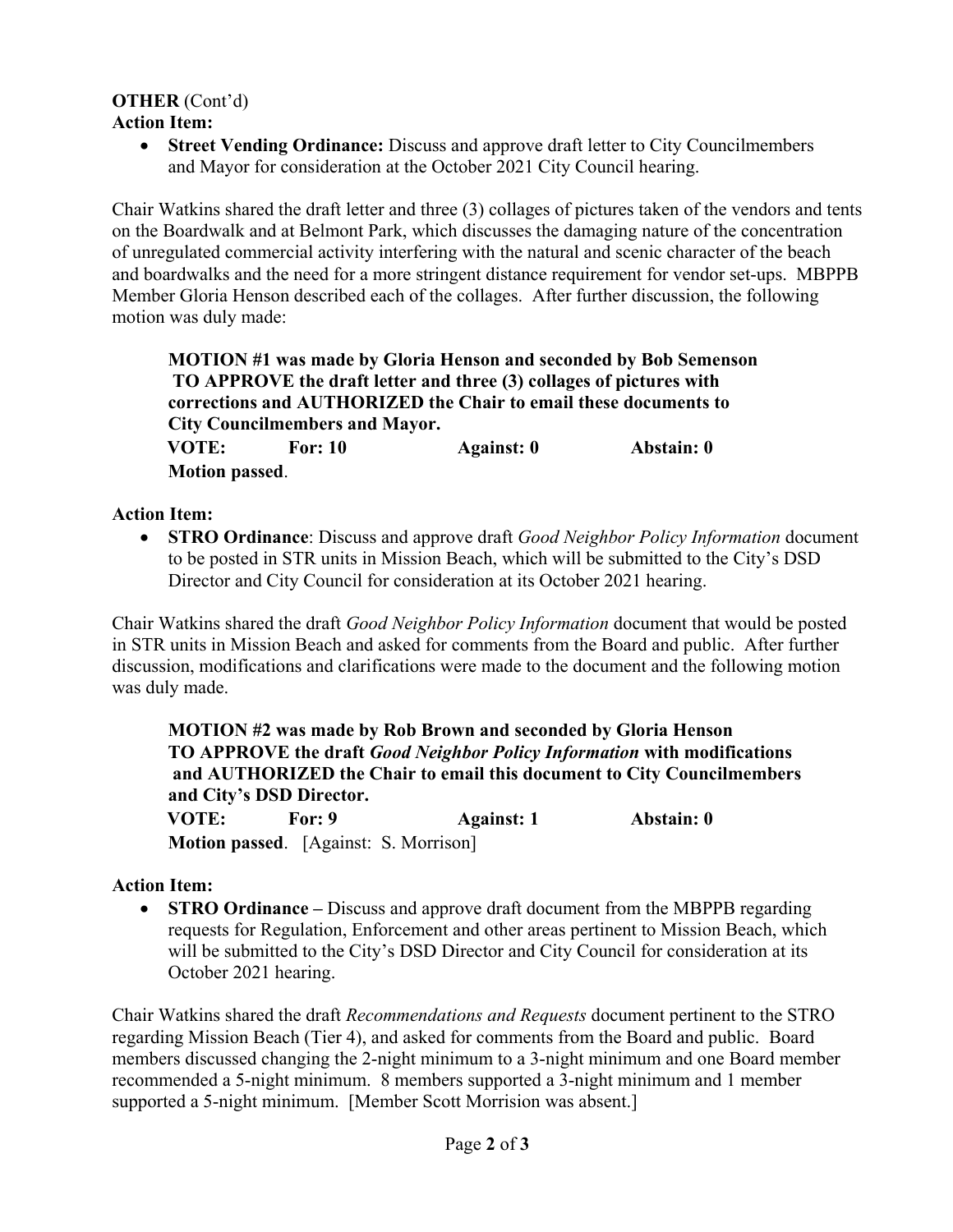**OTHER** (Cont'd)
**Action Item:**

- **Street Vending Ordinance:** Discuss and approve draft letter to City Councilmembers and Mayor for consideration at the October 2021 City Council hearing.

Chair Watkins shared the draft letter and three (3) collages of pictures taken of the vendors and tents on the Boardwalk and at Belmont Park, which discusses the damaging nature of the concentration of unregulated commercial activity interfering with the natural and scenic character of the beach and boardwalks and the need for a more stringent distance requirement for vendor set-ups. MBPPB Member Gloria Henson described each of the collages. After further discussion, the following motion was duly made:

> **MOTION #1 was made by Gloria Henson and seconded by Bob Semenson TO APPROVE the draft letter and three (3) collages of pictures with corrections and AUTHORIZED the Chair to email these documents to City Councilmembers and Mayor.**
> **VOTE: For: 10 Against: 0 Abstain: 0**
> **Motion passed**.

**Action Item:**

- **STRO Ordinance**: Discuss and approve draft *Good Neighbor Policy Information* document to be posted in STR units in Mission Beach, which will be submitted to the City's DSD Director and City Council for consideration at its October 2021 hearing.

Chair Watkins shared the draft *Good Neighbor Policy Information* document that would be posted in STR units in Mission Beach and asked for comments from the Board and public. After further discussion, modifications and clarifications were made to the document and the following motion was duly made.

> **MOTION #2 was made by Rob Brown and seconded by Gloria Henson TO APPROVE the draft *Good Neighbor Policy Information* with modifications and AUTHORIZED the Chair to email this document to City Councilmembers and City's DSD Director.**
> **VOTE: For: 9 Against: 1 Abstain: 0**
> **Motion passed**. [Against: S. Morrison]

**Action Item:**

- **STRO Ordinance –** Discuss and approve draft document from the MBPPB regarding requests for Regulation, Enforcement and other areas pertinent to Mission Beach, which will be submitted to the City's DSD Director and City Council for consideration at its October 2021 hearing.

Chair Watkins shared the draft *Recommendations and Requests* document pertinent to the STRO regarding Mission Beach (Tier 4), and asked for comments from the Board and public. Board members discussed changing the 2-night minimum to a 3-night minimum and one Board member recommended a 5-night minimum. 8 members supported a 3-night minimum and 1 member supported a 5-night minimum. [Member Scott Morrision was absent.]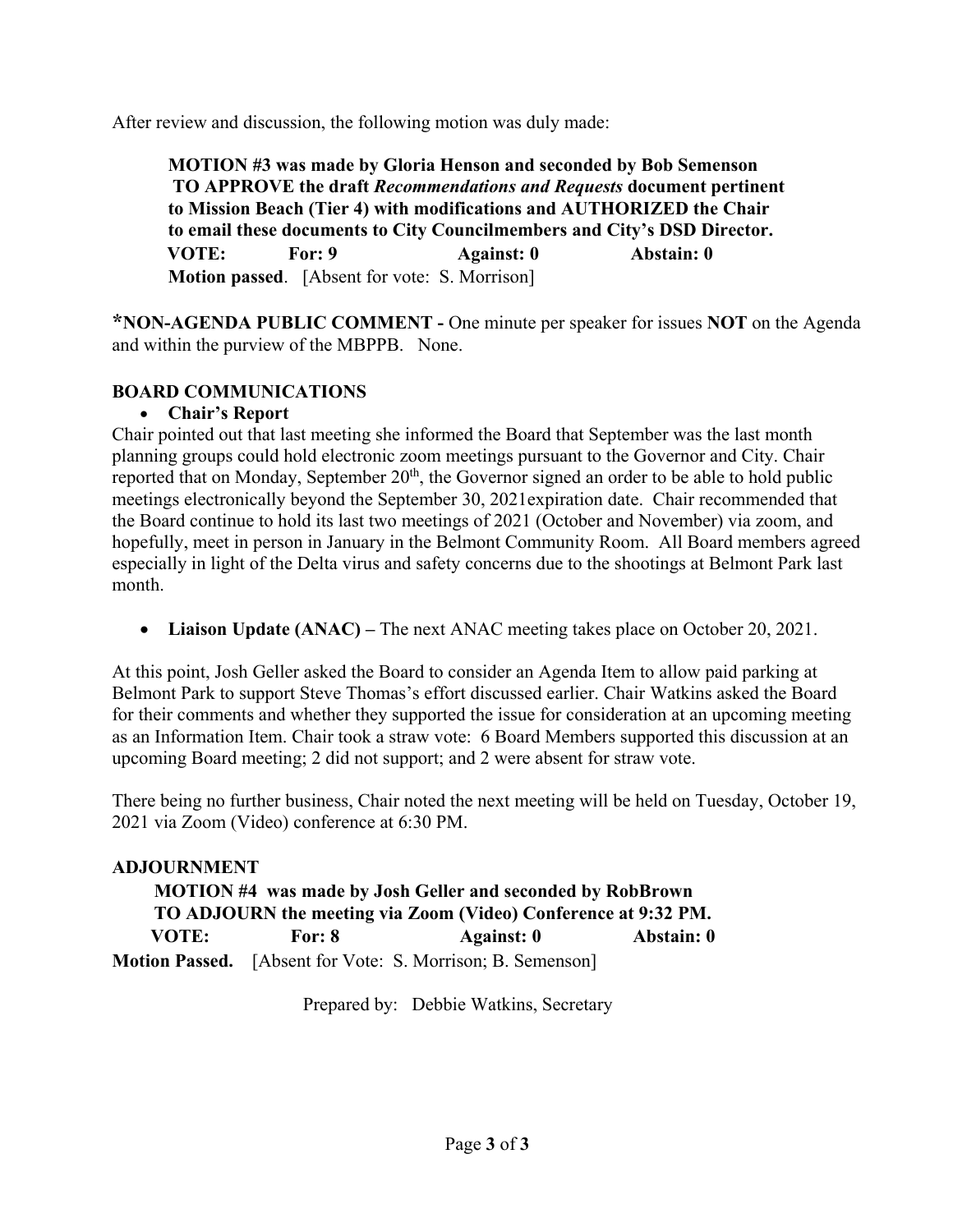After review and discussion, the following motion was duly made:

**MOTION #3 was made by Gloria Henson and seconded by Bob Semenson TO APPROVE the draft *Recommendations and Requests* document pertinent to Mission Beach (Tier 4) with modifications and AUTHORIZED the Chair to email these documents to City Councilmembers and City's DSD Director.**
**VOTE: For: 9 Against: 0 Abstain: 0**
**Motion passed**. [Absent for vote: S. Morrison]

**\*NON-AGENDA PUBLIC COMMENT -** One minute per speaker for issues **NOT** on the Agenda and within the purview of the MBPPB. None.

**BOARD COMMUNICATIONS**

- **Chair's Report**

Chair pointed out that last meeting she informed the Board that September was the last month planning groups could hold electronic zoom meetings pursuant to the Governor and City. Chair reported that on Monday, September 20th, the Governor signed an order to be able to hold public meetings electronically beyond the September 30, 2021expiration date. Chair recommended that the Board continue to hold its last two meetings of 2021 (October and November) via zoom, and hopefully, meet in person in January in the Belmont Community Room. All Board members agreed especially in light of the Delta virus and safety concerns due to the shootings at Belmont Park last month.

- **Liaison Update (ANAC) –** The next ANAC meeting takes place on October 20, 2021.

At this point, Josh Geller asked the Board to consider an Agenda Item to allow paid parking at Belmont Park to support Steve Thomas's effort discussed earlier. Chair Watkins asked the Board for their comments and whether they supported the issue for consideration at an upcoming meeting as an Information Item. Chair took a straw vote: 6 Board Members supported this discussion at an upcoming Board meeting; 2 did not support; and 2 were absent for straw vote.

There being no further business, Chair noted the next meeting will be held on Tuesday, October 19, 2021 via Zoom (Video) conference at 6:30 PM.

**ADJOURNMENT**

**MOTION #4 was made by Josh Geller and seconded by RobBrown TO ADJOURN the meeting via Zoom (Video) Conference at 9:32 PM.**
**VOTE: For: 8 Against: 0 Abstain: 0**
**Motion Passed.** [Absent for Vote: S. Morrison; B. Semenson]

Prepared by: Debbie Watkins, Secretary